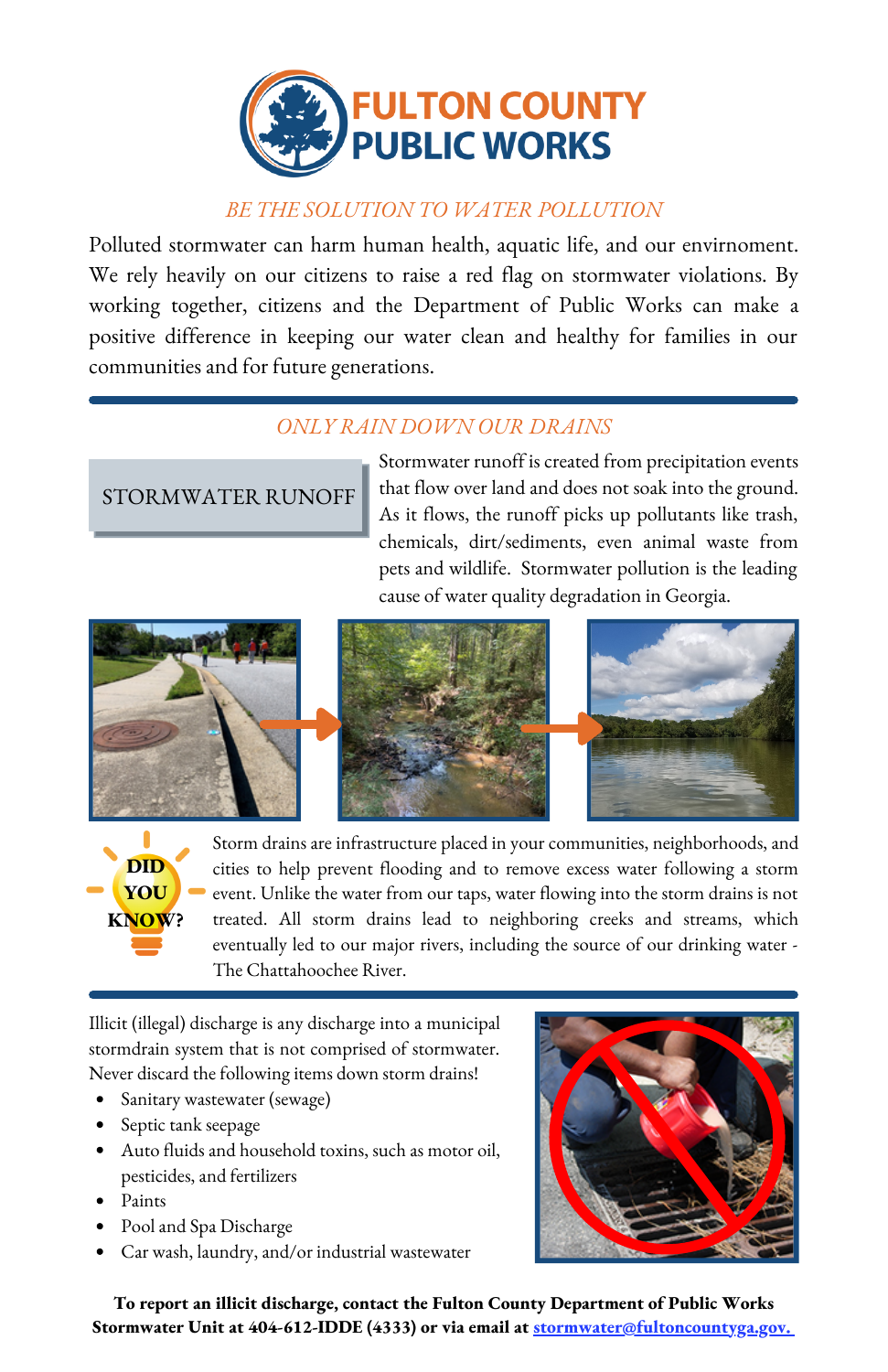# FULTON COUNTY PUBLIC WORKS

*BE THE SOLUTION TO WATER POLLUTION*

Polluted stormwater can harm human health, aquatic life, and our envirnoment. We rely heavily on our citizens to raise a red flag on stormwater violations. By working together, citizens and the Department of Public Works can make a positive difference in keeping our water clean and healthy for families in our communities and for future generations.

## *ONLY RAIN DOWN OUR DRAINS*

### STORMWATER RUNOFF

Stormwater runoff is created from precipitation events that flow over land and does not soak into the ground. As it flows, the runoff picks up pollutants like trash, chemicals, dirt/sediments, even animal waste from pets and wildlife. Stormwater pollution is the leading cause of water quality degradation in Georgia.

**DID YOU KNOW?**

Storm drains are infrastructure placed in your communities, neighborhoods, and cities to help prevent flooding and to remove excess water following a storm event. Unlike the water from our taps, water flowing into the storm drains is not treated. All storm drains lead to neighboring creeks and streams, which eventually led to our major rivers, including the source of our drinking water - The Chattahoochee River.

Illicit (illegal) discharge is any discharge into a municipal stormdrain system that is not comprised of stormwater. Never discard the following items down storm drains!

- Sanitary wastewater (sewage)
- Septic tank seepage
- Auto fluids and household toxins, such as motor oil, pesticides, and fertilizers
- Paints
- Pool and Spa Discharge
- Car wash, laundry, and/or industrial wastewater

**To report an illicit discharge, contact the Fulton County Department of Public Works Stormwater Unit at 404-612-IDDE (4333) or via email at [stormwater@fultoncountyga.gov.](mailto:stormwater@fultoncountyga.gov)**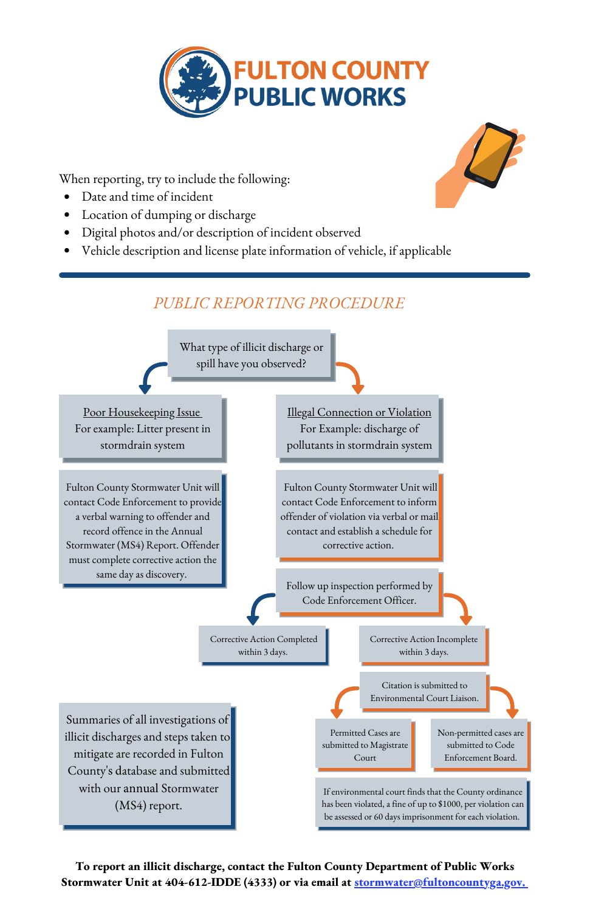# FULTON COUNTY PUBLIC WORKS

When reporting, try to include the following:

- Date and time of incident
- Location of dumping or discharge
- Digital photos and/or description of incident observed
- Vehicle description and license plate information of vehicle, if applicable

## *PUBLIC REPORTING PROCEDURE*

What type of illicit discharge or spill have you observed?

**Poor Housekeeping Issue**
For example: Litter present in stormdrain system

Fulton County Stormwater Unit will contact Code Enforcement to provide a verbal warning to offender and record offence in the Annual Stormwater (MS4) Report. Offender must complete corrective action the same day as discovery.

**Illegal Connection or Violation**
For Example: discharge of pollutants in stormdrain system

Fulton County Stormwater Unit will contact Code Enforcement to inform offender of violation via verbal or mail contact and establish a schedule for corrective action.

Follow up inspection performed by Code Enforcement Officer.

- Corrective Action Completed within 3 days.
- Corrective Action Incomplete within 3 days.
  - Citation is submitted to Environmental Court Liaison.
    - Permitted Cases are submitted to Magistrate Court
    - Non-permitted cases are submitted to Code Enforcement Board.

If environmental court finds that the County ordinance has been violated, a fine of up to $1000, per violation can be assessed or 60 days imprisonment for each violation.

Summaries of all investigations of illicit discharges and steps taken to mitigate are recorded in Fulton County's database and submitted with our annual Stormwater (MS4) report.

**To report an illicit discharge, contact the Fulton County Department of Public Works Stormwater Unit at 404-612-IDDE (4333) or via email at stormwater@fultoncountyga.gov.**